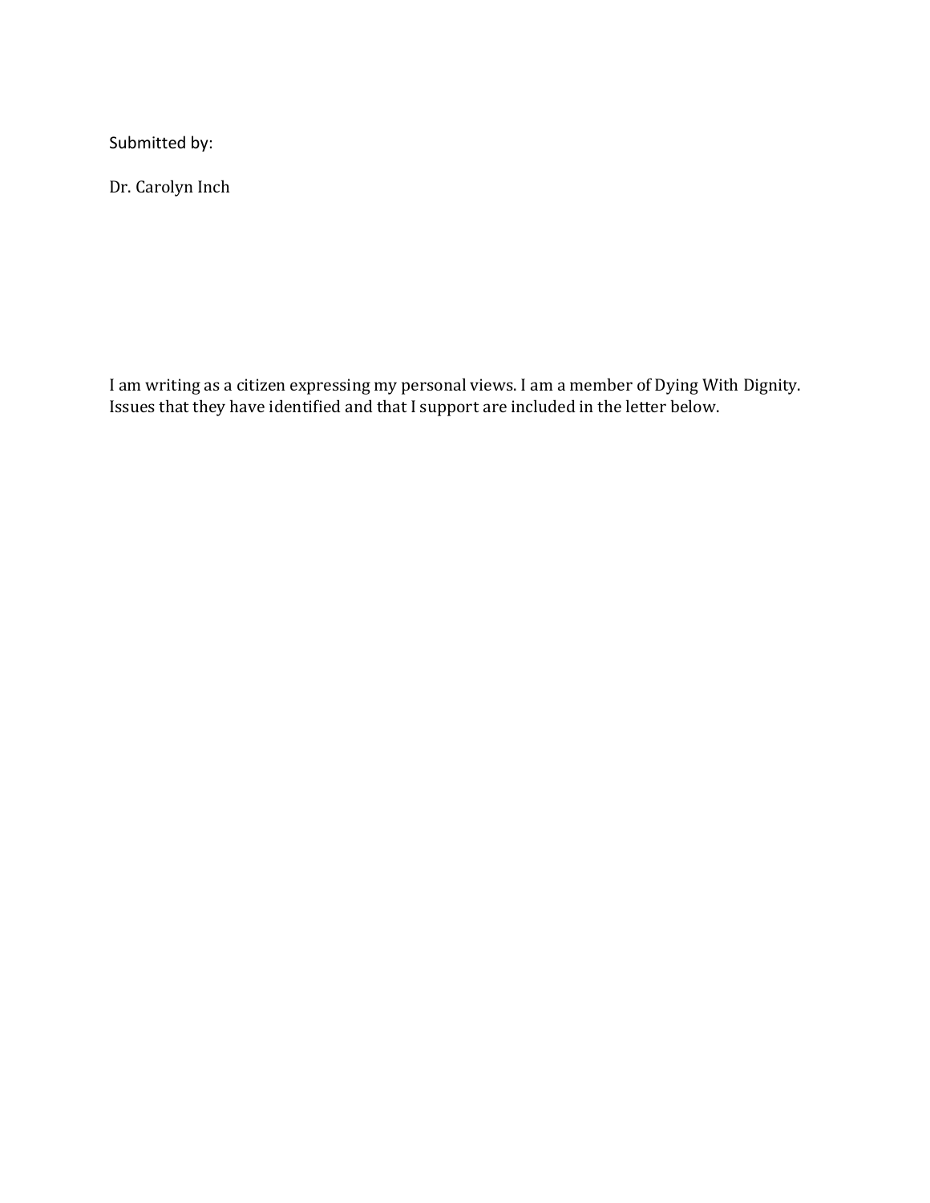Submitted by:

Dr. Carolyn Inch

I am writing as a citizen expressing my personal views. I am a member of Dying With Dignity. Issues that they have identified and that I support are included in the letter below.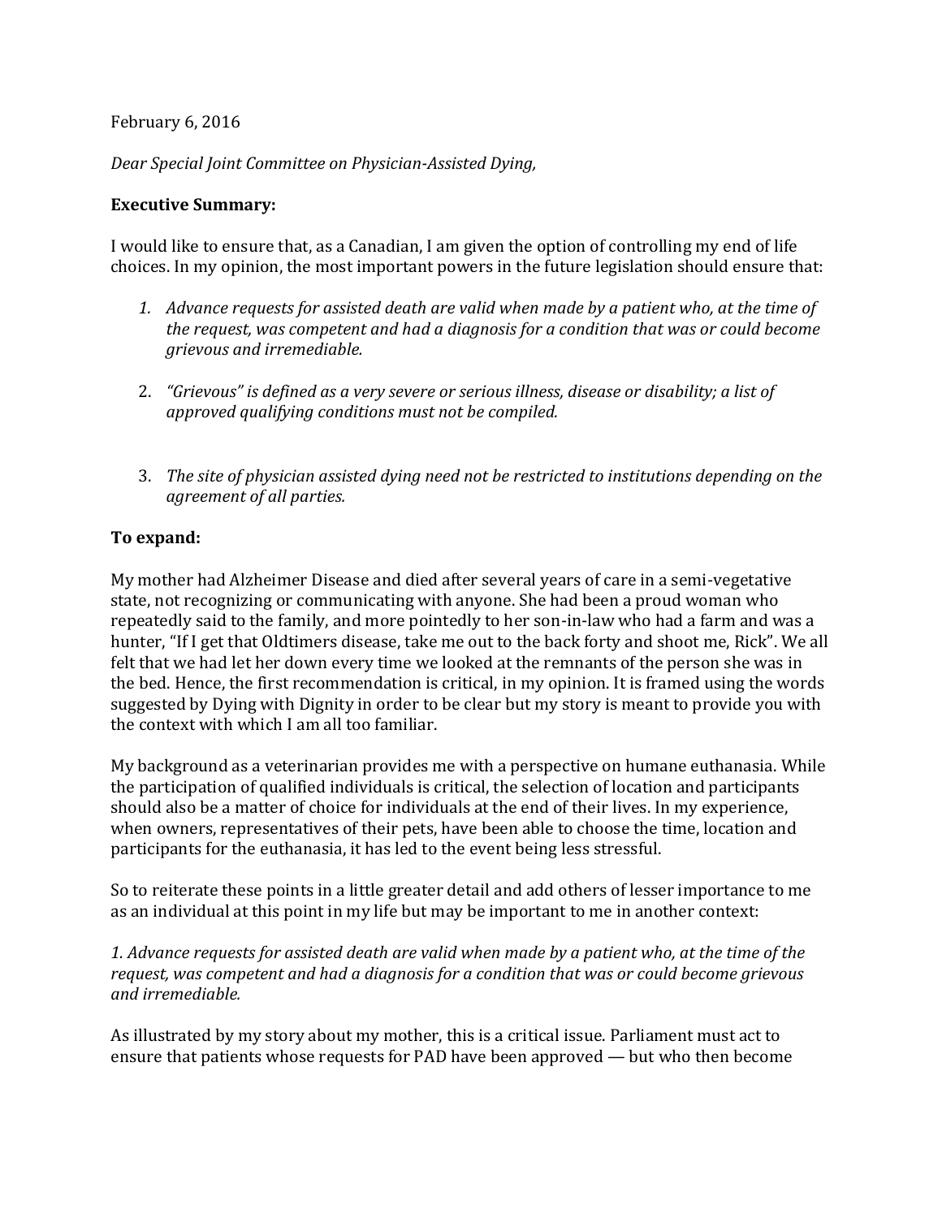February 6, 2016

*Dear Special Joint Committee on Physician-Assisted Dying,*

**Executive Summary:**

I would like to ensure that, as a Canadian, I am given the option of controlling my end of life choices. In my opinion, the most important powers in the future legislation should ensure that:

1. *Advance requests for assisted death are valid when made by a patient who, at the time of the request, was competent and had a diagnosis for a condition that was or could become grievous and irremediable.*

2. *"Grievous" is defined as a very severe or serious illness, disease or disability; a list of approved qualifying conditions must not be compiled.*

3. *The site of physician assisted dying need not be restricted to institutions depending on the agreement of all parties.*

**To expand:**

My mother had Alzheimer Disease and died after several years of care in a semi-vegetative state, not recognizing or communicating with anyone. She had been a proud woman who repeatedly said to the family, and more pointedly to her son-in-law who had a farm and was a hunter, "If I get that Oldtimers disease, take me out to the back forty and shoot me, Rick". We all felt that we had let her down every time we looked at the remnants of the person she was in the bed. Hence, the first recommendation is critical, in my opinion. It is framed using the words suggested by Dying with Dignity in order to be clear but my story is meant to provide you with the context with which I am all too familiar.

My background as a veterinarian provides me with a perspective on humane euthanasia. While the participation of qualified individuals is critical, the selection of location and participants should also be a matter of choice for individuals at the end of their lives. In my experience, when owners, representatives of their pets, have been able to choose the time, location and participants for the euthanasia, it has led to the event being less stressful.

So to reiterate these points in a little greater detail and add others of lesser importance to me as an individual at this point in my life but may be important to me in another context:

*1. Advance requests for assisted death are valid when made by a patient who, at the time of the request, was competent and had a diagnosis for a condition that was or could become grievous and irremediable.*

As illustrated by my story about my mother, this is a critical issue. Parliament must act to ensure that patients whose requests for PAD have been approved — but who then become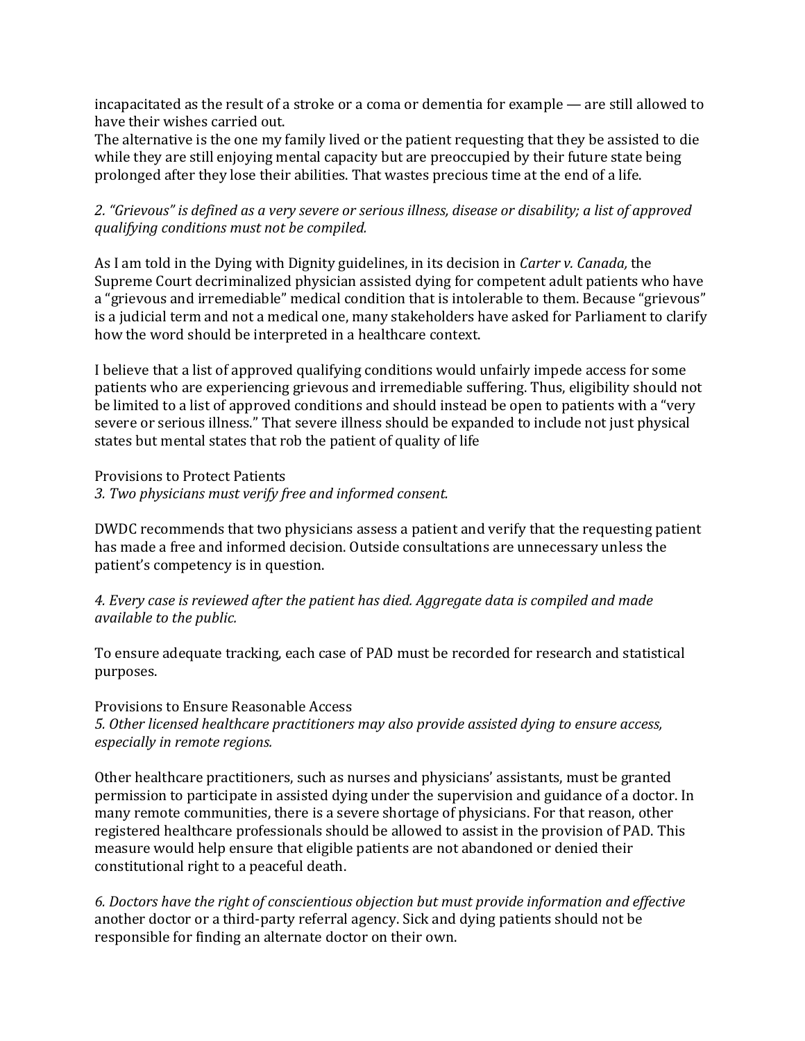incapacitated as the result of a stroke or a coma or dementia for example — are still allowed to have their wishes carried out.
The alternative is the one my family lived or the patient requesting that they be assisted to die while they are still enjoying mental capacity but are preoccupied by their future state being prolonged after they lose their abilities. That wastes precious time at the end of a life.

*2. "Grievous" is defined as a very severe or serious illness, disease or disability; a list of approved qualifying conditions must not be compiled.*

As I am told in the Dying with Dignity guidelines, in its decision in *Carter v. Canada,* the Supreme Court decriminalized physician assisted dying for competent adult patients who have a "grievous and irremediable" medical condition that is intolerable to them. Because "grievous" is a judicial term and not a medical one, many stakeholders have asked for Parliament to clarify how the word should be interpreted in a healthcare context.

I believe that a list of approved qualifying conditions would unfairly impede access for some patients who are experiencing grievous and irremediable suffering. Thus, eligibility should not be limited to a list of approved conditions and should instead be open to patients with a "very severe or serious illness." That severe illness should be expanded to include not just physical states but mental states that rob the patient of quality of life

Provisions to Protect Patients
*3. Two physicians must verify free and informed consent.*

DWDC recommends that two physicians assess a patient and verify that the requesting patient has made a free and informed decision. Outside consultations are unnecessary unless the patient's competency is in question.

*4. Every case is reviewed after the patient has died. Aggregate data is compiled and made available to the public.*

To ensure adequate tracking, each case of PAD must be recorded for research and statistical purposes.

Provisions to Ensure Reasonable Access
*5. Other licensed healthcare practitioners may also provide assisted dying to ensure access, especially in remote regions.*

Other healthcare practitioners, such as nurses and physicians' assistants, must be granted permission to participate in assisted dying under the supervision and guidance of a doctor. In many remote communities, there is a severe shortage of physicians. For that reason, other registered healthcare professionals should be allowed to assist in the provision of PAD. This measure would help ensure that eligible patients are not abandoned or denied their constitutional right to a peaceful death.

*6. Doctors have the right of conscientious objection but must provide information and effective* another doctor or a third-party referral agency. Sick and dying patients should not be responsible for finding an alternate doctor on their own.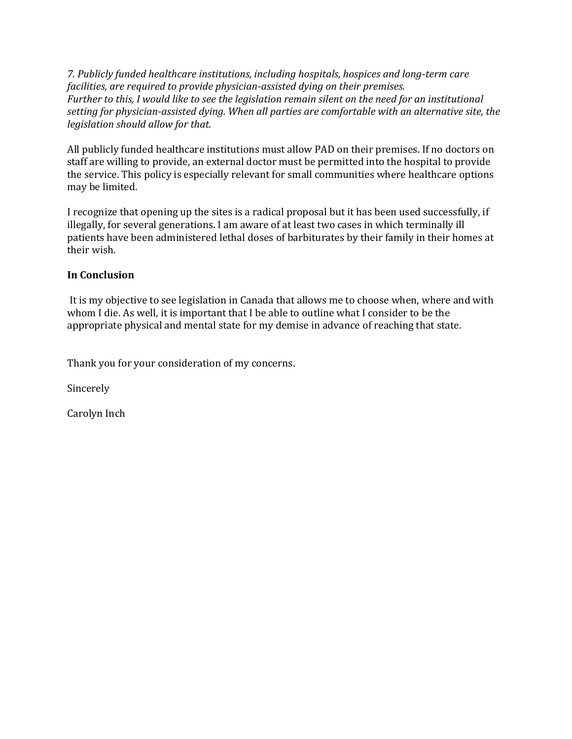*7. Publicly funded healthcare institutions, including hospitals, hospices and long-term care facilities, are required to provide physician-assisted dying on their premises.*
*Further to this, I would like to see the legislation remain silent on the need for an institutional setting for physician-assisted dying. When all parties are comfortable with an alternative site, the legislation should allow for that.*

All publicly funded healthcare institutions must allow PAD on their premises. If no doctors on staff are willing to provide, an external doctor must be permitted into the hospital to provide the service. This policy is especially relevant for small communities where healthcare options may be limited.

I recognize that opening up the sites is a radical proposal but it has been used successfully, if illegally, for several generations. I am aware of at least two cases in which terminally ill patients have been administered lethal doses of barbiturates by their family in their homes at their wish.

**In Conclusion**

It is my objective to see legislation in Canada that allows me to choose when, where and with whom I die. As well, it is important that I be able to outline what I consider to be the appropriate physical and mental state for my demise in advance of reaching that state.

Thank you for your consideration of my concerns.

Sincerely

Carolyn Inch